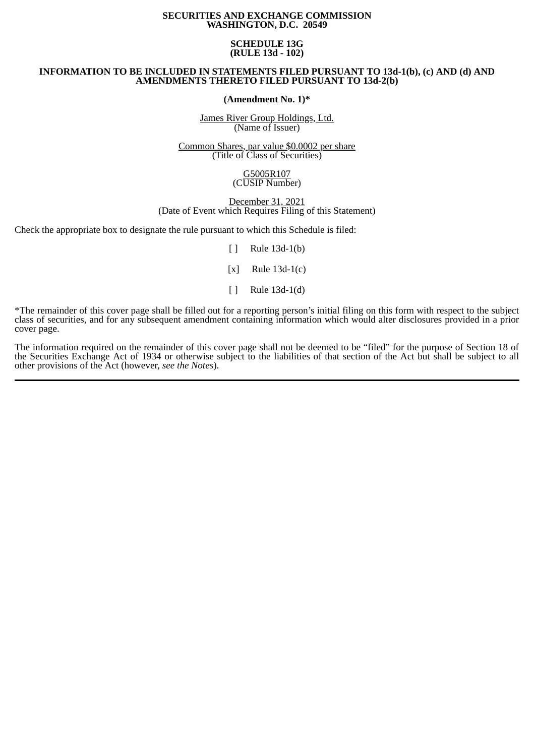**SECURITIES AND EXCHANGE COMMISSION**
**WASHINGTON, D.C. 20549**

**SCHEDULE 13G**
**(RULE 13d - 102)**

**INFORMATION TO BE INCLUDED IN STATEMENTS FILED PURSUANT TO 13d-1(b), (c) AND (d) AND AMENDMENTS THERETO FILED PURSUANT TO 13d-2(b)**

**(Amendment No. 1)***

James River Group Holdings, Ltd.
(Name of Issuer)

Common Shares, par value $0.0002 per share
(Title of Class of Securities)

G5005R107
(CUSIP Number)

December 31, 2021
(Date of Event which Requires Filing of this Statement)

Check the appropriate box to designate the rule pursuant to which this Schedule is filed:

[ ] Rule 13d-1(b)

[x] Rule 13d-1(c)

[ ] Rule 13d-1(d)

*The remainder of this cover page shall be filled out for a reporting person's initial filing on this form with respect to the subject class of securities, and for any subsequent amendment containing information which would alter disclosures provided in a prior cover page.

The information required on the remainder of this cover page shall not be deemed to be "filed" for the purpose of Section 18 of the Securities Exchange Act of 1934 or otherwise subject to the liabilities of that section of the Act but shall be subject to all other provisions of the Act (however, *see the Notes*).

---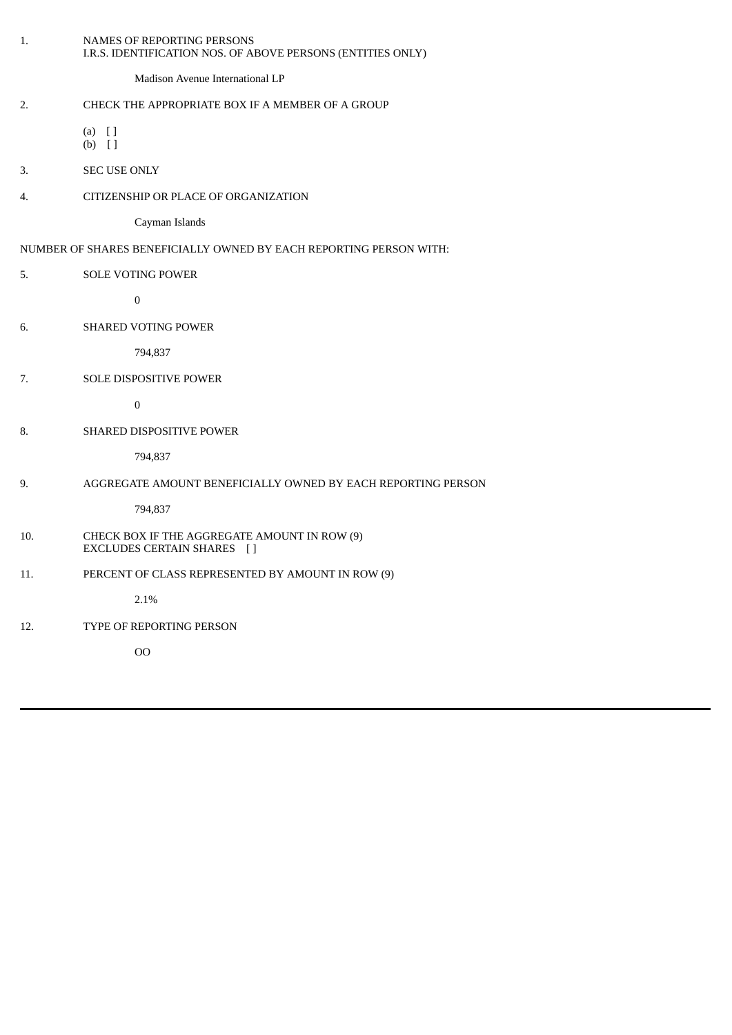1. NAMES OF REPORTING PERSONS
   I.R.S. IDENTIFICATION NOS. OF ABOVE PERSONS (ENTITIES ONLY)

   Madison Avenue International LP

2. CHECK THE APPROPRIATE BOX IF A MEMBER OF A GROUP

   (a) [ ]
   (b) [ ]

3. SEC USE ONLY

4. CITIZENSHIP OR PLACE OF ORGANIZATION

   Cayman Islands

NUMBER OF SHARES BENEFICIALLY OWNED BY EACH REPORTING PERSON WITH:

5. SOLE VOTING POWER

   0

6. SHARED VOTING POWER

   794,837

7. SOLE DISPOSITIVE POWER

   0

8. SHARED DISPOSITIVE POWER

   794,837

9. AGGREGATE AMOUNT BENEFICIALLY OWNED BY EACH REPORTING PERSON

   794,837

10. CHECK BOX IF THE AGGREGATE AMOUNT IN ROW (9)
    EXCLUDES CERTAIN SHARES [ ]

11. PERCENT OF CLASS REPRESENTED BY AMOUNT IN ROW (9)

    2.1%

12. TYPE OF REPORTING PERSON

    OO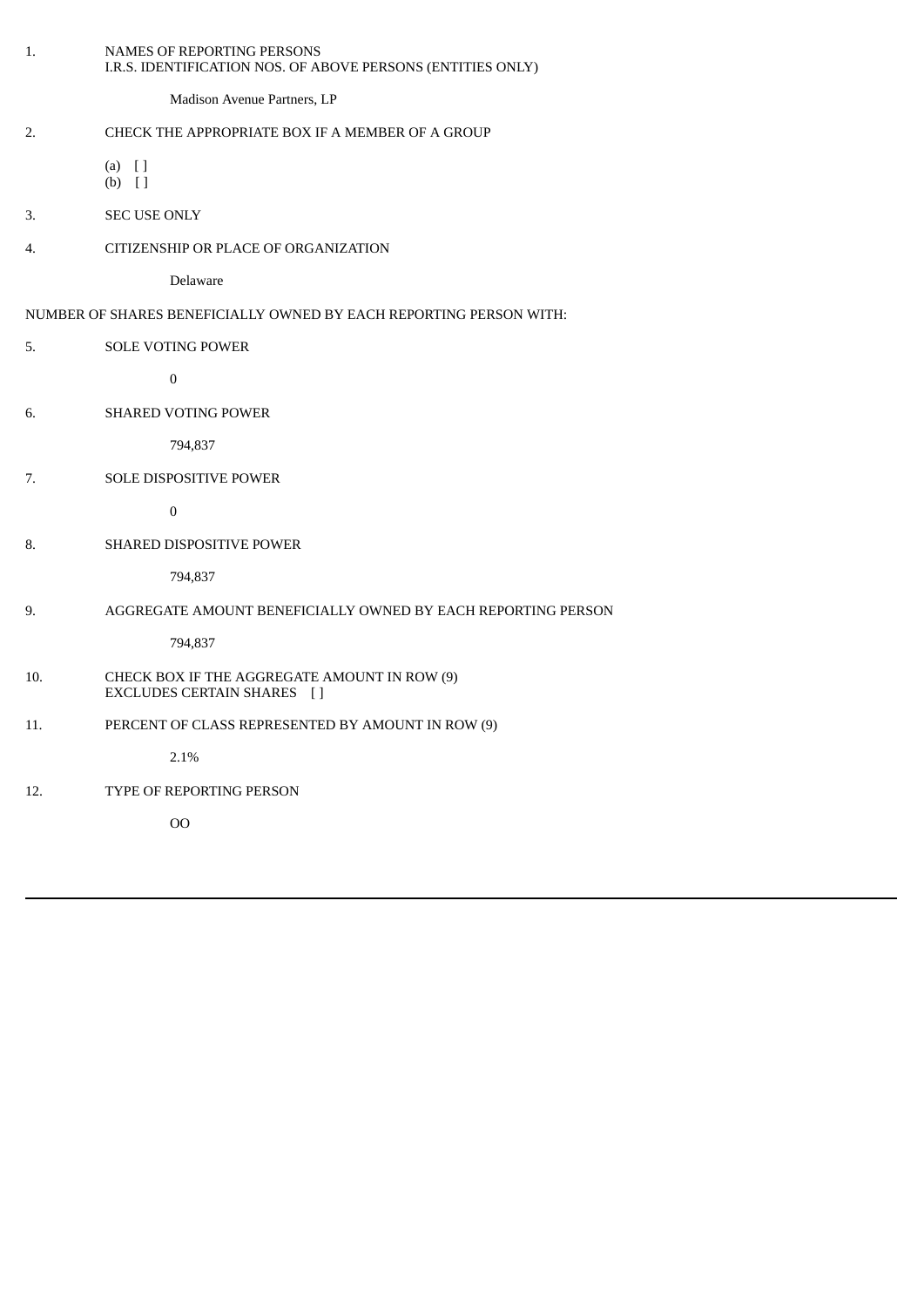1. NAMES OF REPORTING PERSONS
   I.R.S. IDENTIFICATION NOS. OF ABOVE PERSONS (ENTITIES ONLY)

   Madison Avenue Partners, LP

2. CHECK THE APPROPRIATE BOX IF A MEMBER OF A GROUP

   (a) [ ]
   (b) [ ]

3. SEC USE ONLY

4. CITIZENSHIP OR PLACE OF ORGANIZATION

   Delaware

NUMBER OF SHARES BENEFICIALLY OWNED BY EACH REPORTING PERSON WITH:

5. SOLE VOTING POWER

   0

6. SHARED VOTING POWER

   794,837

7. SOLE DISPOSITIVE POWER

   0

8. SHARED DISPOSITIVE POWER

   794,837

9. AGGREGATE AMOUNT BENEFICIALLY OWNED BY EACH REPORTING PERSON

   794,837

10. CHECK BOX IF THE AGGREGATE AMOUNT IN ROW (9)
    EXCLUDES CERTAIN SHARES [ ]

11. PERCENT OF CLASS REPRESENTED BY AMOUNT IN ROW (9)

    2.1%

12. TYPE OF REPORTING PERSON

    OO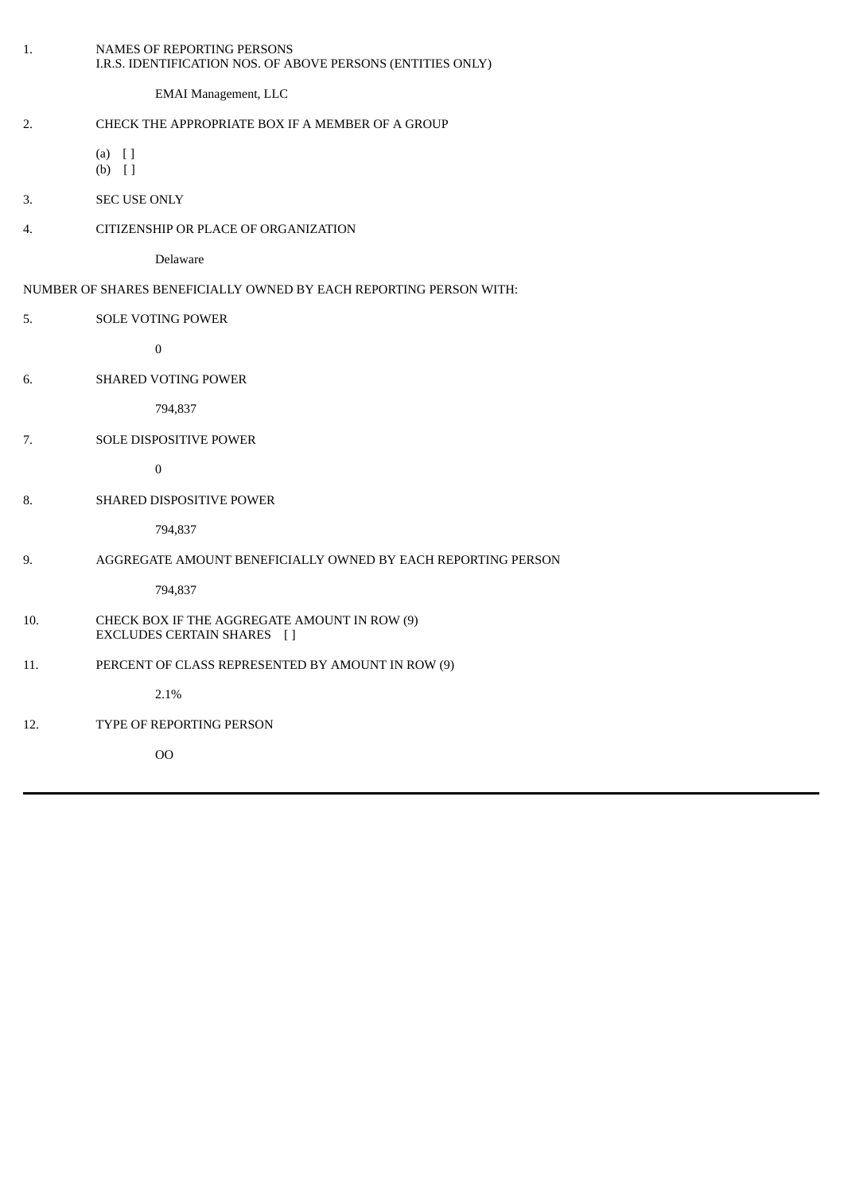1. NAMES OF REPORTING PERSONS
I.R.S. IDENTIFICATION NOS. OF ABOVE PERSONS (ENTITIES ONLY)

EMAI Management, LLC

2. CHECK THE APPROPRIATE BOX IF A MEMBER OF A GROUP

(a) [ ]
(b) [ ]

3. SEC USE ONLY

4. CITIZENSHIP OR PLACE OF ORGANIZATION

Delaware

NUMBER OF SHARES BENEFICIALLY OWNED BY EACH REPORTING PERSON WITH:

5. SOLE VOTING POWER

0

6. SHARED VOTING POWER

794,837

7. SOLE DISPOSITIVE POWER

0

8. SHARED DISPOSITIVE POWER

794,837

9. AGGREGATE AMOUNT BENEFICIALLY OWNED BY EACH REPORTING PERSON

794,837

10. CHECK BOX IF THE AGGREGATE AMOUNT IN ROW (9)
EXCLUDES CERTAIN SHARES [ ]

11. PERCENT OF CLASS REPRESENTED BY AMOUNT IN ROW (9)

2.1%

12. TYPE OF REPORTING PERSON

OO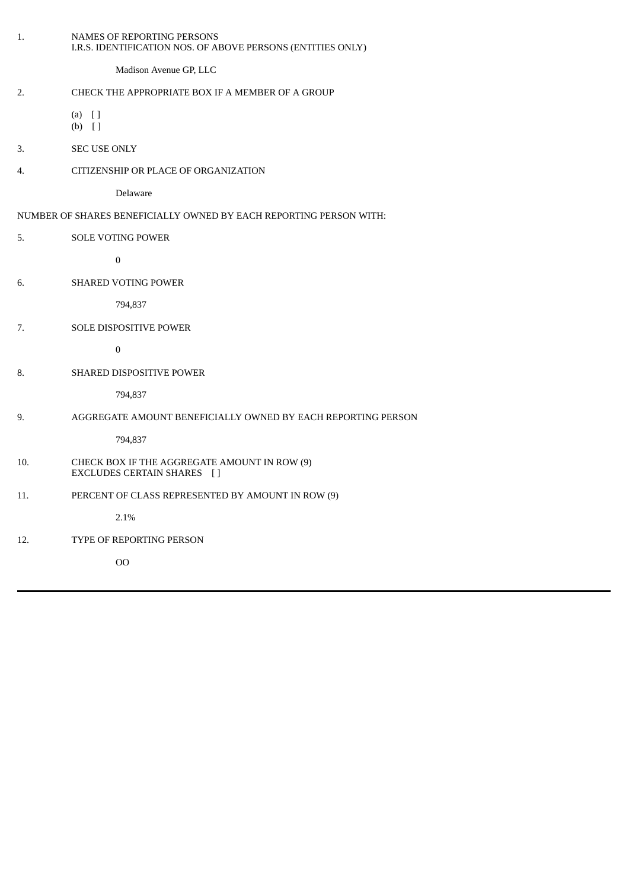1. NAMES OF REPORTING PERSONS
I.R.S. IDENTIFICATION NOS. OF ABOVE PERSONS (ENTITIES ONLY)

Madison Avenue GP, LLC

2. CHECK THE APPROPRIATE BOX IF A MEMBER OF A GROUP

(a) [ ]
(b) [ ]

3. SEC USE ONLY

4. CITIZENSHIP OR PLACE OF ORGANIZATION

Delaware

NUMBER OF SHARES BENEFICIALLY OWNED BY EACH REPORTING PERSON WITH:

5. SOLE VOTING POWER

0

6. SHARED VOTING POWER

794,837

7. SOLE DISPOSITIVE POWER

0

8. SHARED DISPOSITIVE POWER

794,837

9. AGGREGATE AMOUNT BENEFICIALLY OWNED BY EACH REPORTING PERSON

794,837

10. CHECK BOX IF THE AGGREGATE AMOUNT IN ROW (9)
EXCLUDES CERTAIN SHARES [ ]

11. PERCENT OF CLASS REPRESENTED BY AMOUNT IN ROW (9)

2.1%

12. TYPE OF REPORTING PERSON

OO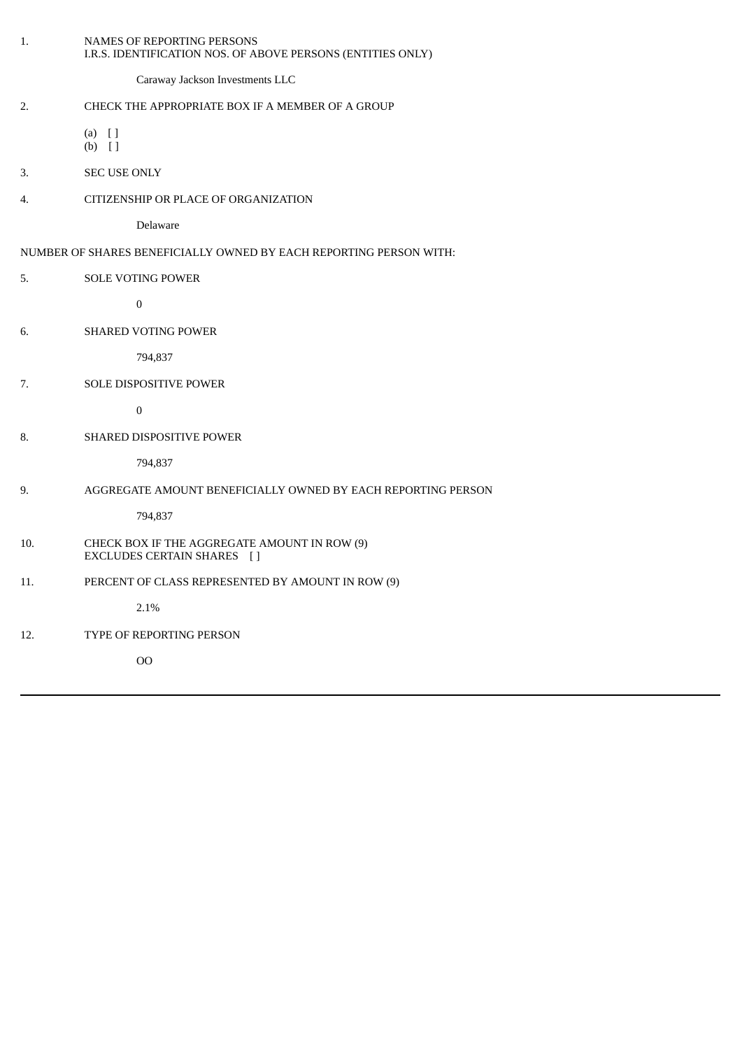1. NAMES OF REPORTING PERSONS
   I.R.S. IDENTIFICATION NOS. OF ABOVE PERSONS (ENTITIES ONLY)

   Caraway Jackson Investments LLC

2. CHECK THE APPROPRIATE BOX IF A MEMBER OF A GROUP

   (a) [ ]
   (b) [ ]

3. SEC USE ONLY

4. CITIZENSHIP OR PLACE OF ORGANIZATION

   Delaware

NUMBER OF SHARES BENEFICIALLY OWNED BY EACH REPORTING PERSON WITH:

5. SOLE VOTING POWER

   0

6. SHARED VOTING POWER

   794,837

7. SOLE DISPOSITIVE POWER

   0

8. SHARED DISPOSITIVE POWER

   794,837

9. AGGREGATE AMOUNT BENEFICIALLY OWNED BY EACH REPORTING PERSON

   794,837

10. CHECK BOX IF THE AGGREGATE AMOUNT IN ROW (9)
    EXCLUDES CERTAIN SHARES [ ]

11. PERCENT OF CLASS REPRESENTED BY AMOUNT IN ROW (9)

    2.1%

12. TYPE OF REPORTING PERSON

    OO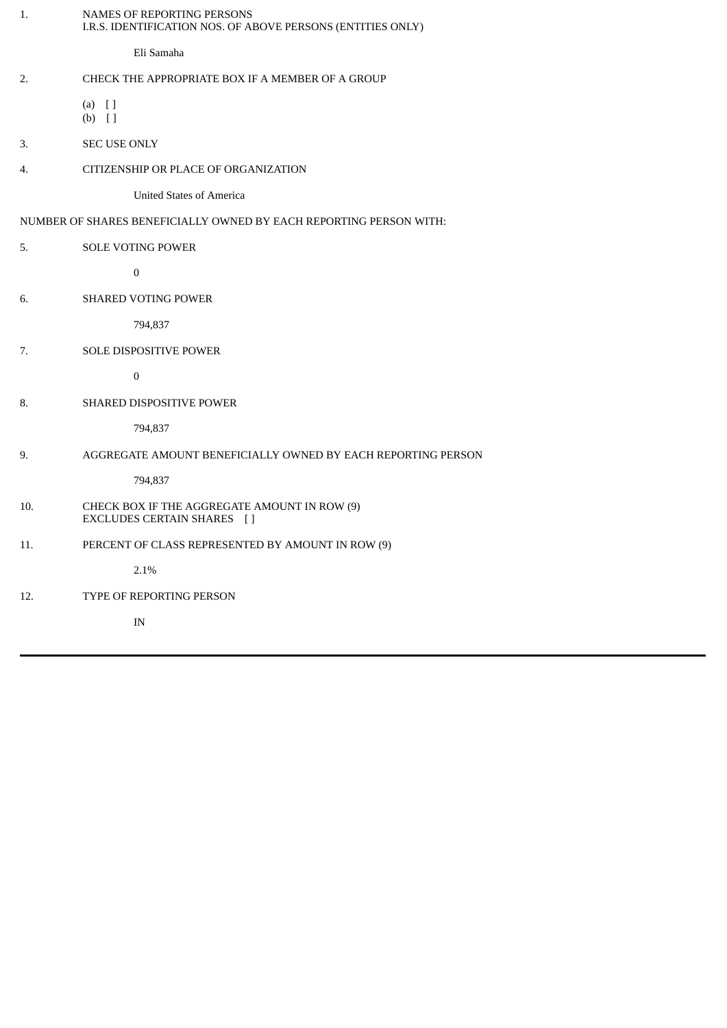1. NAMES OF REPORTING PERSONS
   I.R.S. IDENTIFICATION NOS. OF ABOVE PERSONS (ENTITIES ONLY)

   Eli Samaha

2. CHECK THE APPROPRIATE BOX IF A MEMBER OF A GROUP

   (a) [ ]
   (b) [ ]

3. SEC USE ONLY

4. CITIZENSHIP OR PLACE OF ORGANIZATION

   United States of America

NUMBER OF SHARES BENEFICIALLY OWNED BY EACH REPORTING PERSON WITH:

5. SOLE VOTING POWER

   0

6. SHARED VOTING POWER

   794,837

7. SOLE DISPOSITIVE POWER

   0

8. SHARED DISPOSITIVE POWER

   794,837

9. AGGREGATE AMOUNT BENEFICIALLY OWNED BY EACH REPORTING PERSON

   794,837

10. CHECK BOX IF THE AGGREGATE AMOUNT IN ROW (9) EXCLUDES CERTAIN SHARES [ ]

11. PERCENT OF CLASS REPRESENTED BY AMOUNT IN ROW (9)

    2.1%

12. TYPE OF REPORTING PERSON

    IN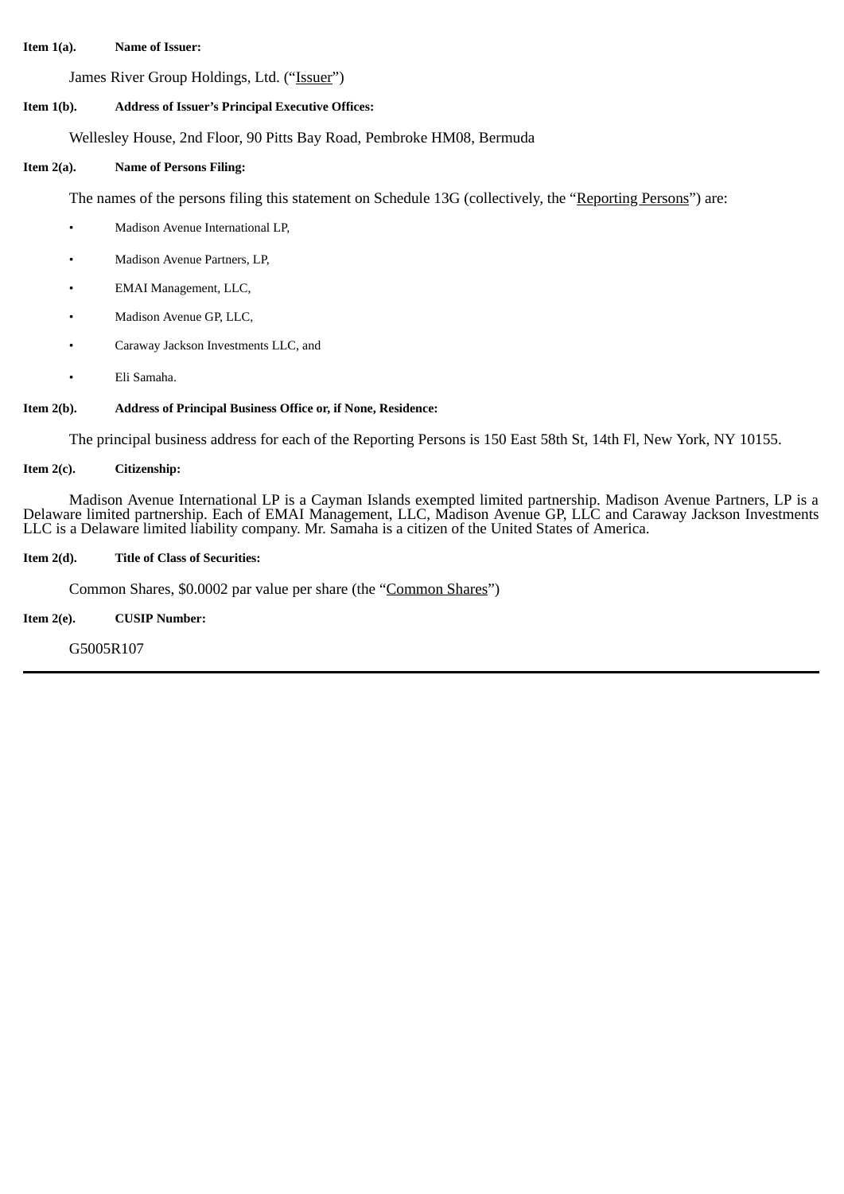**Item 1(a). Name of Issuer:**

James River Group Holdings, Ltd. ("Issuer")

**Item 1(b). Address of Issuer's Principal Executive Offices:**

Wellesley House, 2nd Floor, 90 Pitts Bay Road, Pembroke HM08, Bermuda

**Item 2(a). Name of Persons Filing:**

The names of the persons filing this statement on Schedule 13G (collectively, the "Reporting Persons") are:

- Madison Avenue International LP,
- Madison Avenue Partners, LP,
- EMAI Management, LLC,
- Madison Avenue GP, LLC,
- Caraway Jackson Investments LLC, and
- Eli Samaha.

**Item 2(b). Address of Principal Business Office or, if None, Residence:**

The principal business address for each of the Reporting Persons is 150 East 58th St, 14th Fl, New York, NY 10155.

**Item 2(c). Citizenship:**

Madison Avenue International LP is a Cayman Islands exempted limited partnership. Madison Avenue Partners, LP is a Delaware limited partnership. Each of EMAI Management, LLC, Madison Avenue GP, LLC and Caraway Jackson Investments LLC is a Delaware limited liability company. Mr. Samaha is a citizen of the United States of America.

**Item 2(d). Title of Class of Securities:**

Common Shares, $0.0002 par value per share (the "Common Shares")

**Item 2(e). CUSIP Number:**

G5005R107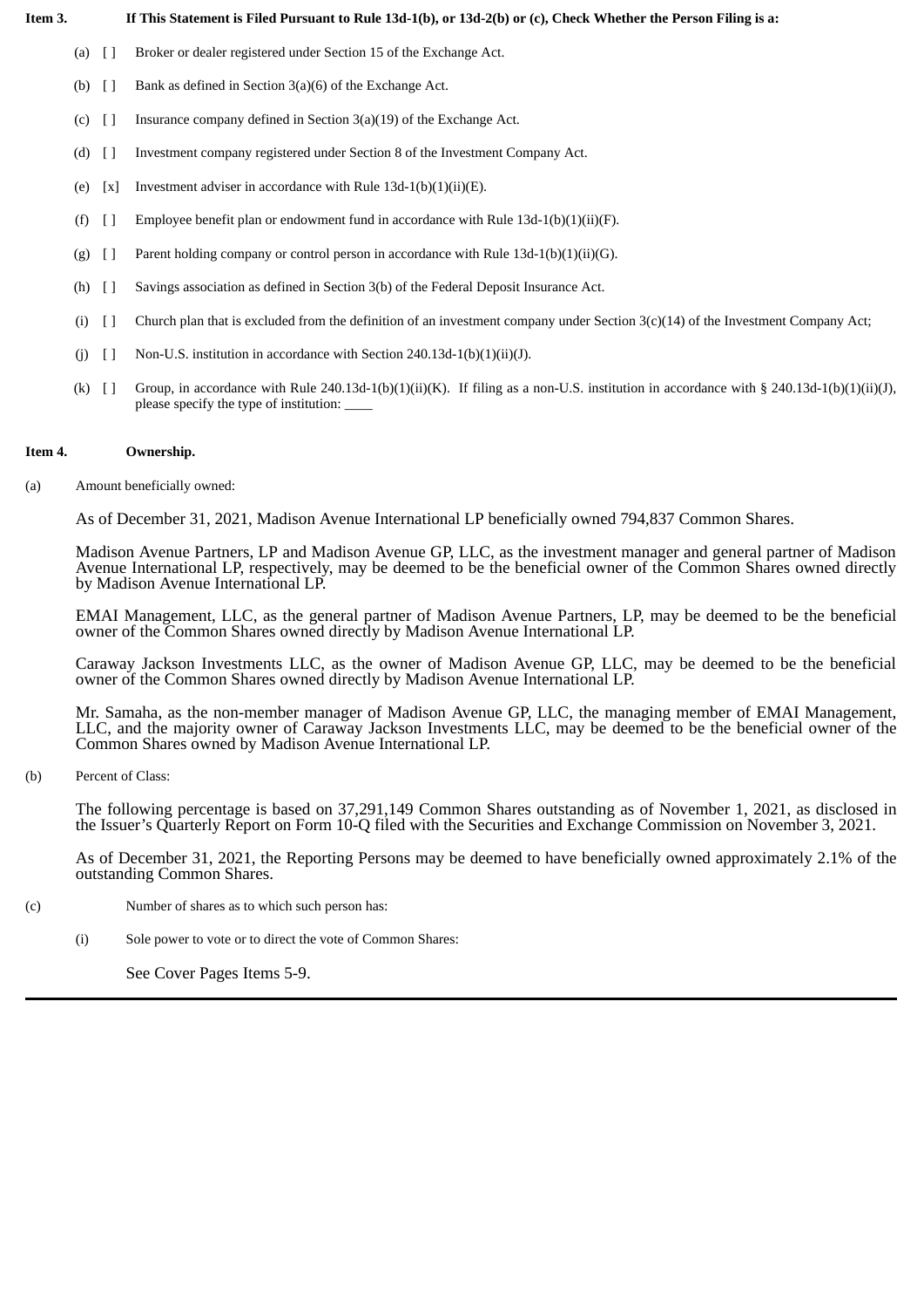**Item 3. If This Statement is Filed Pursuant to Rule 13d-1(b), or 13d-2(b) or (c), Check Whether the Person Filing is a:**

(a) [ ] Broker or dealer registered under Section 15 of the Exchange Act.

(b) [ ] Bank as defined in Section 3(a)(6) of the Exchange Act.

(c) [ ] Insurance company defined in Section 3(a)(19) of the Exchange Act.

(d) [ ] Investment company registered under Section 8 of the Investment Company Act.

(e) [x] Investment adviser in accordance with Rule 13d-1(b)(1)(ii)(E).

(f) [ ] Employee benefit plan or endowment fund in accordance with Rule 13d-1(b)(1)(ii)(F).

(g) [ ] Parent holding company or control person in accordance with Rule 13d-1(b)(1)(ii)(G).

(h) [ ] Savings association as defined in Section 3(b) of the Federal Deposit Insurance Act.

(i) [ ] Church plan that is excluded from the definition of an investment company under Section 3(c)(14) of the Investment Company Act;

(j) [ ] Non-U.S. institution in accordance with Section 240.13d-1(b)(1)(ii)(J).

(k) [ ] Group, in accordance with Rule 240.13d-1(b)(1)(ii)(K). If filing as a non-U.S. institution in accordance with § 240.13d-1(b)(1)(ii)(J), please specify the type of institution: ____

**Item 4. Ownership.**

(a) Amount beneficially owned:

As of December 31, 2021, Madison Avenue International LP beneficially owned 794,837 Common Shares.

Madison Avenue Partners, LP and Madison Avenue GP, LLC, as the investment manager and general partner of Madison Avenue International LP, respectively, may be deemed to be the beneficial owner of the Common Shares owned directly by Madison Avenue International LP.

EMAI Management, LLC, as the general partner of Madison Avenue Partners, LP, may be deemed to be the beneficial owner of the Common Shares owned directly by Madison Avenue International LP.

Caraway Jackson Investments LLC, as the owner of Madison Avenue GP, LLC, may be deemed to be the beneficial owner of the Common Shares owned directly by Madison Avenue International LP.

Mr. Samaha, as the non-member manager of Madison Avenue GP, LLC, the managing member of EMAI Management, LLC, and the majority owner of Caraway Jackson Investments LLC, may be deemed to be the beneficial owner of the Common Shares owned by Madison Avenue International LP.

(b) Percent of Class:

The following percentage is based on 37,291,149 Common Shares outstanding as of November 1, 2021, as disclosed in the Issuer's Quarterly Report on Form 10-Q filed with the Securities and Exchange Commission on November 3, 2021.

As of December 31, 2021, the Reporting Persons may be deemed to have beneficially owned approximately 2.1% of the outstanding Common Shares.

(c) Number of shares as to which such person has:

(i) Sole power to vote or to direct the vote of Common Shares:

See Cover Pages Items 5-9.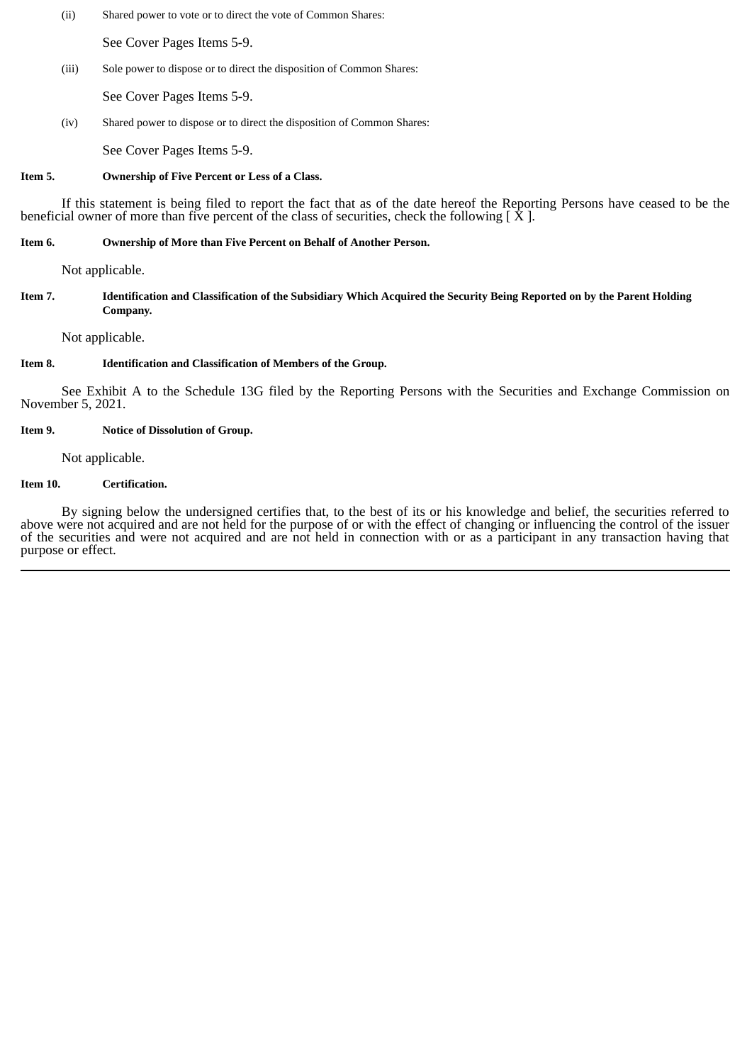(ii) Shared power to vote or to direct the vote of Common Shares:

See Cover Pages Items 5-9.

(iii) Sole power to dispose or to direct the disposition of Common Shares:

See Cover Pages Items 5-9.

(iv) Shared power to dispose or to direct the disposition of Common Shares:

See Cover Pages Items 5-9.

**Item 5. Ownership of Five Percent or Less of a Class.**

If this statement is being filed to report the fact that as of the date hereof the Reporting Persons have ceased to be the beneficial owner of more than five percent of the class of securities, check the following [ X ].

**Item 6. Ownership of More than Five Percent on Behalf of Another Person.**

Not applicable.

**Item 7. Identification and Classification of the Subsidiary Which Acquired the Security Being Reported on by the Parent Holding Company.**

Not applicable.

**Item 8. Identification and Classification of Members of the Group.**

See Exhibit A to the Schedule 13G filed by the Reporting Persons with the Securities and Exchange Commission on November 5, 2021.

**Item 9. Notice of Dissolution of Group.**

Not applicable.

**Item 10. Certification.**

By signing below the undersigned certifies that, to the best of its or his knowledge and belief, the securities referred to above were not acquired and are not held for the purpose of or with the effect of changing or influencing the control of the issuer of the securities and were not acquired and are not held in connection with or as a participant in any transaction having that purpose or effect.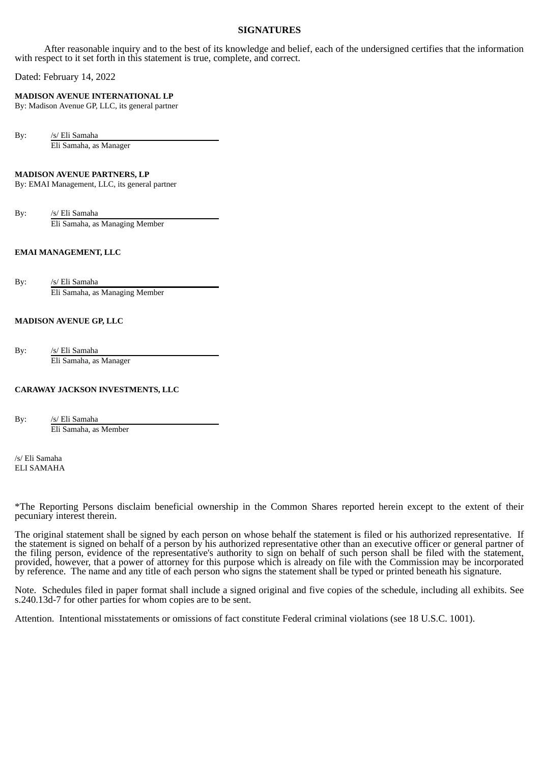## SIGNATURES

After reasonable inquiry and to the best of its knowledge and belief, each of the undersigned certifies that the information with respect to it set forth in this statement is true, complete, and correct.

Dated: February 14, 2022

**MADISON AVENUE INTERNATIONAL LP**
By: Madison Avenue GP, LLC, its general partner

By: /s/ Eli Samaha
Eli Samaha, as Manager

**MADISON AVENUE PARTNERS, LP**
By: EMAI Management, LLC, its general partner

By: /s/ Eli Samaha
Eli Samaha, as Managing Member

**EMAI MANAGEMENT, LLC**

By: /s/ Eli Samaha
Eli Samaha, as Managing Member

**MADISON AVENUE GP, LLC**

By: /s/ Eli Samaha
Eli Samaha, as Manager

**CARAWAY JACKSON INVESTMENTS, LLC**

By: /s/ Eli Samaha
Eli Samaha, as Member

/s/ Eli Samaha
ELI SAMAHA

*The Reporting Persons disclaim beneficial ownership in the Common Shares reported herein except to the extent of their pecuniary interest therein.

The original statement shall be signed by each person on whose behalf the statement is filed or his authorized representative. If the statement is signed on behalf of a person by his authorized representative other than an executive officer or general partner of the filing person, evidence of the representative's authority to sign on behalf of such person shall be filed with the statement, provided, however, that a power of attorney for this purpose which is already on file with the Commission may be incorporated by reference. The name and any title of each person who signs the statement shall be typed or printed beneath his signature.

Note. Schedules filed in paper format shall include a signed original and five copies of the schedule, including all exhibits. See s.240.13d-7 for other parties for whom copies are to be sent.

Attention. Intentional misstatements or omissions of fact constitute Federal criminal violations (see 18 U.S.C. 1001).